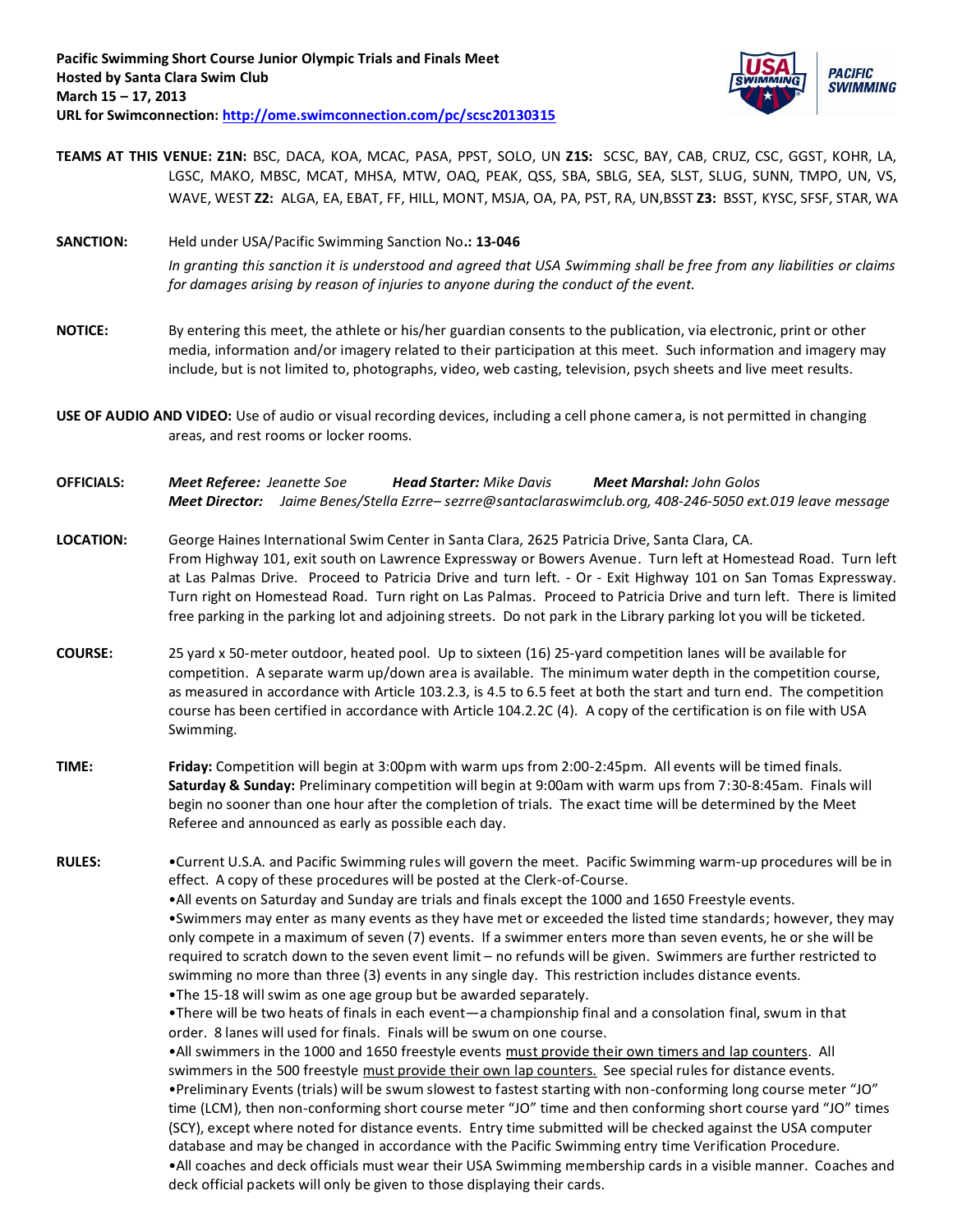**Pacific Swimming Short Course Junior Olympic Trials and Finals Meet**
**Hosted by Santa Clara Swim Club**
**March 15 – 17, 2013**
**URL for Swimconnection: http://ome.swimconnection.com/pc/scsc20130315**

**TEAMS AT THIS VENUE: Z1N:** BSC, DACA, KOA, MCAC, PASA, PPST, SOLO, UN **Z1S:** SCSC, BAY, CAB, CRUZ, CSC, GGST, KOHR, LA, LGSC, MAKO, MBSC, MCAT, MHSA, MTW, OAQ, PEAK, QSS, SBA, SBLG, SEA, SLST, SLUG, SUNN, TMPO, UN, VS, WAVE, WEST **Z2:** ALGA, EA, EBAT, FF, HILL, MONT, MSJA, OA, PA, PST, RA, UN,BSST **Z3:** BSST, KYSC, SFSF, STAR, WA

**SANCTION:** Held under USA/Pacific Swimming Sanction No**.: 13-046**
*In granting this sanction it is understood and agreed that USA Swimming shall be free from any liabilities or claims for damages arising by reason of injuries to anyone during the conduct of the event.*

**NOTICE:** By entering this meet, the athlete or his/her guardian consents to the publication, via electronic, print or other media, information and/or imagery related to their participation at this meet. Such information and imagery may include, but is not limited to, photographs, video, web casting, television, psych sheets and live meet results.

**USE OF AUDIO AND VIDEO:** Use of audio or visual recording devices, including a cell phone camera, is not permitted in changing areas, and rest rooms or locker rooms.

**OFFICIALS:** ***Meet Referee:*** *Jeanette Soe* ***Head Starter:*** *Mike Davis* ***Meet Marshal:*** *John Golos*
***Meet Director:*** *Jaime Benes/Stella Ezrre– sezrre@santaclaraswimclub.org, 408-246-5050 ext.019 leave message*

**LOCATION:** George Haines International Swim Center in Santa Clara, 2625 Patricia Drive, Santa Clara, CA.
From Highway 101, exit south on Lawrence Expressway or Bowers Avenue. Turn left at Homestead Road. Turn left at Las Palmas Drive. Proceed to Patricia Drive and turn left. - Or - Exit Highway 101 on San Tomas Expressway. Turn right on Homestead Road. Turn right on Las Palmas. Proceed to Patricia Drive and turn left. There is limited free parking in the parking lot and adjoining streets. Do not park in the Library parking lot you will be ticketed.

**COURSE:** 25 yard x 50-meter outdoor, heated pool. Up to sixteen (16) 25-yard competition lanes will be available for competition. A separate warm up/down area is available. The minimum water depth in the competition course, as measured in accordance with Article 103.2.3, is 4.5 to 6.5 feet at both the start and turn end. The competition course has been certified in accordance with Article 104.2.2C (4). A copy of the certification is on file with USA Swimming.

**TIME:** **Friday:** Competition will begin at 3:00pm with warm ups from 2:00-2:45pm. All events will be timed finals.
**Saturday & Sunday:** Preliminary competition will begin at 9:00am with warm ups from 7:30-8:45am. Finals will begin no sooner than one hour after the completion of trials. The exact time will be determined by the Meet Referee and announced as early as possible each day.

**RULES:**

- Current U.S.A. and Pacific Swimming rules will govern the meet. Pacific Swimming warm-up procedures will be in effect. A copy of these procedures will be posted at the Clerk-of-Course.
- All events on Saturday and Sunday are trials and finals except the 1000 and 1650 Freestyle events.
- Swimmers may enter as many events as they have met or exceeded the listed time standards; however, they may only compete in a maximum of seven (7) events. If a swimmer enters more than seven events, he or she will be required to scratch down to the seven event limit – no refunds will be given. Swimmers are further restricted to swimming no more than three (3) events in any single day. This restriction includes distance events.
- The 15-18 will swim as one age group but be awarded separately.
- There will be two heats of finals in each event—a championship final and a consolation final, swum in that order. 8 lanes will used for finals. Finals will be swum on one course.
- All swimmers in the 1000 and 1650 freestyle events must provide their own timers and lap counters. All swimmers in the 500 freestyle must provide their own lap counters. See special rules for distance events.
- Preliminary Events (trials) will be swum slowest to fastest starting with non-conforming long course meter "JO" time (LCM), then non-conforming short course meter "JO" time and then conforming short course yard "JO" times (SCY), except where noted for distance events. Entry time submitted will be checked against the USA computer database and may be changed in accordance with the Pacific Swimming entry time Verification Procedure.
- All coaches and deck officials must wear their USA Swimming membership cards in a visible manner. Coaches and deck official packets will only be given to those displaying their cards.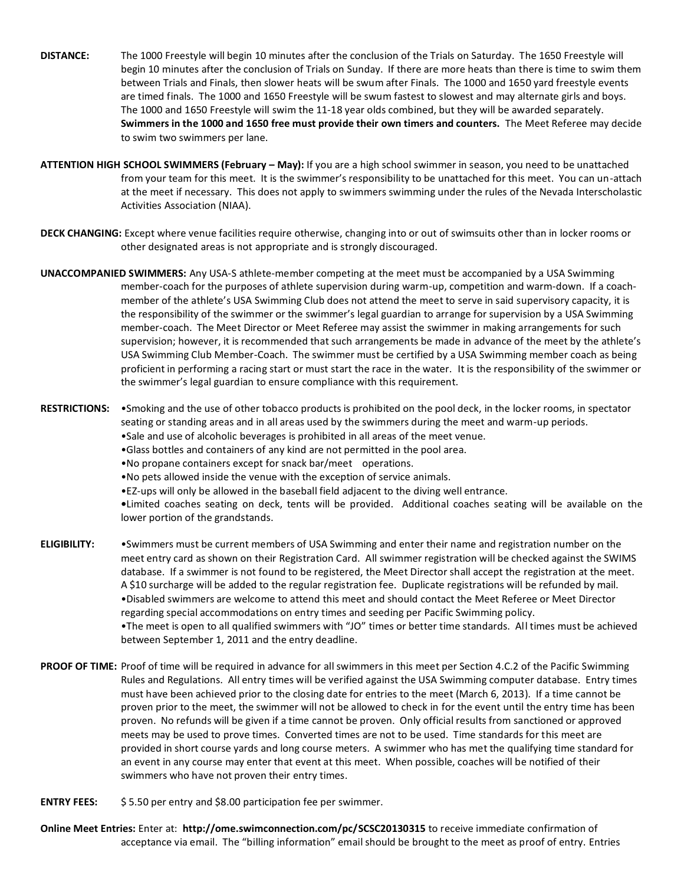**DISTANCE:** The 1000 Freestyle will begin 10 minutes after the conclusion of the Trials on Saturday. The 1650 Freestyle will begin 10 minutes after the conclusion of Trials on Sunday. If there are more heats than there is time to swim them between Trials and Finals, then slower heats will be swum after Finals. The 1000 and 1650 yard freestyle events are timed finals. The 1000 and 1650 Freestyle will be swum fastest to slowest and may alternate girls and boys. The 1000 and 1650 Freestyle will swim the 11-18 year olds combined, but they will be awarded separately. **Swimmers in the 1000 and 1650 free must provide their own timers and counters.** The Meet Referee may decide to swim two swimmers per lane.

**ATTENTION HIGH SCHOOL SWIMMERS (February – May):** If you are a high school swimmer in season, you need to be unattached from your team for this meet. It is the swimmer's responsibility to be unattached for this meet. You can un-attach at the meet if necessary. This does not apply to swimmers swimming under the rules of the Nevada Interscholastic Activities Association (NIAA).

**DECK CHANGING:** Except where venue facilities require otherwise, changing into or out of swimsuits other than in locker rooms or other designated areas is not appropriate and is strongly discouraged.

**UNACCOMPANIED SWIMMERS:** Any USA-S athlete-member competing at the meet must be accompanied by a USA Swimming member-coach for the purposes of athlete supervision during warm-up, competition and warm-down. If a coach-member of the athlete's USA Swimming Club does not attend the meet to serve in said supervisory capacity, it is the responsibility of the swimmer or the swimmer's legal guardian to arrange for supervision by a USA Swimming member-coach. The Meet Director or Meet Referee may assist the swimmer in making arrangements for such supervision; however, it is recommended that such arrangements be made in advance of the meet by the athlete's USA Swimming Club Member-Coach. The swimmer must be certified by a USA Swimming member coach as being proficient in performing a racing start or must start the race in the water. It is the responsibility of the swimmer or the swimmer's legal guardian to ensure compliance with this requirement.

**RESTRICTIONS:**
- Smoking and the use of other tobacco products is prohibited on the pool deck, in the locker rooms, in spectator seating or standing areas and in all areas used by the swimmers during the meet and warm-up periods.
- Sale and use of alcoholic beverages is prohibited in all areas of the meet venue.
- Glass bottles and containers of any kind are not permitted in the pool area.
- No propane containers except for snack bar/meet operations.
- No pets allowed inside the venue with the exception of service animals.
- EZ-ups will only be allowed in the baseball field adjacent to the diving well entrance.
- Limited coaches seating on deck, tents will be provided. Additional coaches seating will be available on the lower portion of the grandstands.

**ELIGIBILITY:**
- Swimmers must be current members of USA Swimming and enter their name and registration number on the meet entry card as shown on their Registration Card. All swimmer registration will be checked against the SWIMS database. If a swimmer is not found to be registered, the Meet Director shall accept the registration at the meet. A $10 surcharge will be added to the regular registration fee. Duplicate registrations will be refunded by mail.
- Disabled swimmers are welcome to attend this meet and should contact the Meet Referee or Meet Director regarding special accommodations on entry times and seeding per Pacific Swimming policy.
- The meet is open to all qualified swimmers with "JO" times or better time standards. All times must be achieved between September 1, 2011 and the entry deadline.

**PROOF OF TIME:** Proof of time will be required in advance for all swimmers in this meet per Section 4.C.2 of the Pacific Swimming Rules and Regulations. All entry times will be verified against the USA Swimming computer database. Entry times must have been achieved prior to the closing date for entries to the meet (March 6, 2013). If a time cannot be proven prior to the meet, the swimmer will not be allowed to check in for the event until the entry time has been proven. No refunds will be given if a time cannot be proven. Only official results from sanctioned or approved meets may be used to prove times. Converted times are not to be used. Time standards for this meet are provided in short course yards and long course meters. A swimmer who has met the qualifying time standard for an event in any course may enter that event at this meet. When possible, coaches will be notified of their swimmers who have not proven their entry times.

**ENTRY FEES:** $ 5.50 per entry and $8.00 participation fee per swimmer.

**Online Meet Entries:** Enter at: **http://ome.swimconnection.com/pc/SCSC20130315** to receive immediate confirmation of acceptance via email. The "billing information" email should be brought to the meet as proof of entry. Entries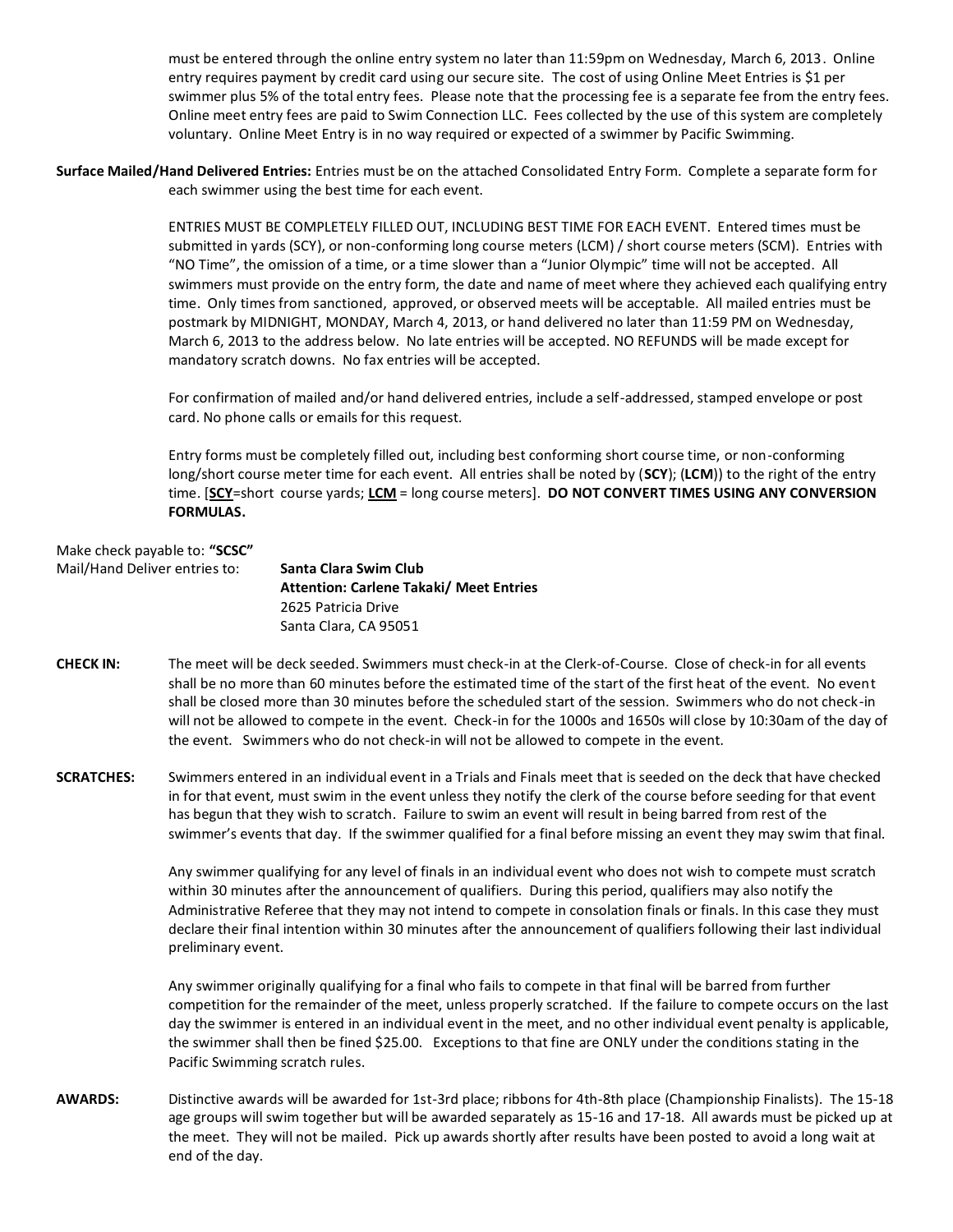must be entered through the online entry system no later than 11:59pm on Wednesday, March 6, 2013. Online entry requires payment by credit card using our secure site. The cost of using Online Meet Entries is $1 per swimmer plus 5% of the total entry fees. Please note that the processing fee is a separate fee from the entry fees. Online meet entry fees are paid to Swim Connection LLC. Fees collected by the use of this system are completely voluntary. Online Meet Entry is in no way required or expected of a swimmer by Pacific Swimming.

**Surface Mailed/Hand Delivered Entries:** Entries must be on the attached Consolidated Entry Form. Complete a separate form for each swimmer using the best time for each event.

ENTRIES MUST BE COMPLETELY FILLED OUT, INCLUDING BEST TIME FOR EACH EVENT. Entered times must be submitted in yards (SCY), or non-conforming long course meters (LCM) / short course meters (SCM). Entries with "NO Time", the omission of a time, or a time slower than a "Junior Olympic" time will not be accepted. All swimmers must provide on the entry form, the date and name of meet where they achieved each qualifying entry time. Only times from sanctioned, approved, or observed meets will be acceptable. All mailed entries must be postmark by MIDNIGHT, MONDAY, March 4, 2013, or hand delivered no later than 11:59 PM on Wednesday, March 6, 2013 to the address below. No late entries will be accepted. NO REFUNDS will be made except for mandatory scratch downs. No fax entries will be accepted.

For confirmation of mailed and/or hand delivered entries, include a self-addressed, stamped envelope or post card. No phone calls or emails for this request.

Entry forms must be completely filled out, including best conforming short course time, or non-conforming long/short course meter time for each event. All entries shall be noted by (**SCY**); (**LCM**)) to the right of the entry time. [**SCY**=short course yards; **LCM** = long course meters]. **DO NOT CONVERT TIMES USING ANY CONVERSION FORMULAS.**

Make check payable to: **"SCSC"**

Mail/Hand Deliver entries to:

**Santa Clara Swim Club**
**Attention: Carlene Takaki/ Meet Entries**
2625 Patricia Drive
Santa Clara, CA 95051

**CHECK IN:** The meet will be deck seeded. Swimmers must check-in at the Clerk-of-Course. Close of check-in for all events shall be no more than 60 minutes before the estimated time of the start of the first heat of the event. No event shall be closed more than 30 minutes before the scheduled start of the session. Swimmers who do not check-in will not be allowed to compete in the event. Check-in for the 1000s and 1650s will close by 10:30am of the day of the event. Swimmers who do not check-in will not be allowed to compete in the event.

**SCRATCHES:** Swimmers entered in an individual event in a Trials and Finals meet that is seeded on the deck that have checked in for that event, must swim in the event unless they notify the clerk of the course before seeding for that event has begun that they wish to scratch. Failure to swim an event will result in being barred from rest of the swimmer's events that day. If the swimmer qualified for a final before missing an event they may swim that final.

Any swimmer qualifying for any level of finals in an individual event who does not wish to compete must scratch within 30 minutes after the announcement of qualifiers. During this period, qualifiers may also notify the Administrative Referee that they may not intend to compete in consolation finals or finals. In this case they must declare their final intention within 30 minutes after the announcement of qualifiers following their last individual preliminary event.

Any swimmer originally qualifying for a final who fails to compete in that final will be barred from further competition for the remainder of the meet, unless properly scratched. If the failure to compete occurs on the last day the swimmer is entered in an individual event in the meet, and no other individual event penalty is applicable, the swimmer shall then be fined $25.00. Exceptions to that fine are ONLY under the conditions stating in the Pacific Swimming scratch rules.

**AWARDS:** Distinctive awards will be awarded for 1st-3rd place; ribbons for 4th-8th place (Championship Finalists). The 15-18 age groups will swim together but will be awarded separately as 15-16 and 17-18. All awards must be picked up at the meet. They will not be mailed. Pick up awards shortly after results have been posted to avoid a long wait at end of the day.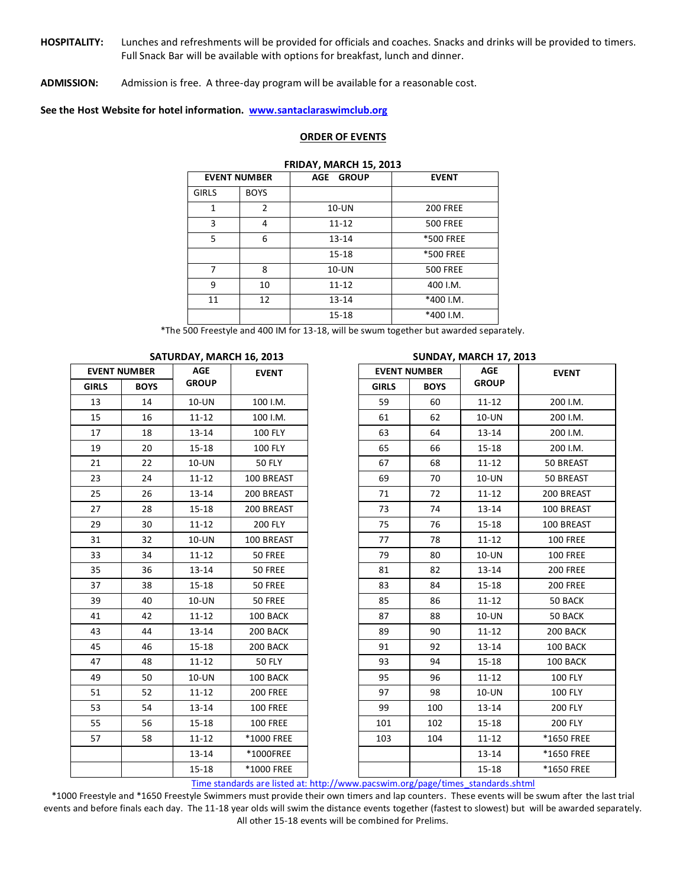**HOSPITALITY:** Lunches and refreshments will be provided for officials and coaches. Snacks and drinks will be provided to timers. Full Snack Bar will be available with options for breakfast, lunch and dinner.

**ADMISSION:** Admission is free. A three-day program will be available for a reasonable cost.

**See the Host Website for hotel information. [www.santaclaraswimclub.org](http://www.santaclaraswimclub.org)**

## ORDER OF EVENTS

### FRIDAY, MARCH 15, 2013

| EVENT NUMBER | | AGE GROUP | EVENT |
|---|---|---|---|
| GIRLS | BOYS | | |
| 1 | 2 | 10-UN | 200 FREE |
| 3 | 4 | 11-12 | 500 FREE |
| 5 | 6 | 13-14 | *500 FREE |
| | | 15-18 | *500 FREE |
| 7 | 8 | 10-UN | 500 FREE |
| 9 | 10 | 11-12 | 400 I.M. |
| 11 | 12 | 13-14 | *400 I.M. |
| | | 15-18 | *400 I.M. |

*The 500 Freestyle and 400 IM for 13-18, will be swum together but awarded separately.

### SATURDAY, MARCH 16, 2013

| EVENT NUMBER | | AGE GROUP | EVENT |
|---|---|---|---|
| GIRLS | BOYS | | |
| 13 | 14 | 10-UN | 100 I.M. |
| 15 | 16 | 11-12 | 100 I.M. |
| 17 | 18 | 13-14 | 100 FLY |
| 19 | 20 | 15-18 | 100 FLY |
| 21 | 22 | 10-UN | 50 FLY |
| 23 | 24 | 11-12 | 100 BREAST |
| 25 | 26 | 13-14 | 200 BREAST |
| 27 | 28 | 15-18 | 200 BREAST |
| 29 | 30 | 11-12 | 200 FLY |
| 31 | 32 | 10-UN | 100 BREAST |
| 33 | 34 | 11-12 | 50 FREE |
| 35 | 36 | 13-14 | 50 FREE |
| 37 | 38 | 15-18 | 50 FREE |
| 39 | 40 | 10-UN | 50 FREE |
| 41 | 42 | 11-12 | 100 BACK |
| 43 | 44 | 13-14 | 200 BACK |
| 45 | 46 | 15-18 | 200 BACK |
| 47 | 48 | 11-12 | 50 FLY |
| 49 | 50 | 10-UN | 100 BACK |
| 51 | 52 | 11-12 | 200 FREE |
| 53 | 54 | 13-14 | 100 FREE |
| 55 | 56 | 15-18 | 100 FREE |
| 57 | 58 | 11-12 | *1000 FREE |
| | | 13-14 | *1000FREE |
| | | 15-18 | *1000 FREE |

### SUNDAY, MARCH 17, 2013

| EVENT NUMBER | | AGE GROUP | EVENT |
|---|---|---|---|
| GIRLS | BOYS | | |
| 59 | 60 | 11-12 | 200 I.M. |
| 61 | 62 | 10-UN | 200 I.M. |
| 63 | 64 | 13-14 | 200 I.M. |
| 65 | 66 | 15-18 | 200 I.M. |
| 67 | 68 | 11-12 | 50 BREAST |
| 69 | 70 | 10-UN | 50 BREAST |
| 71 | 72 | 11-12 | 200 BREAST |
| 73 | 74 | 13-14 | 100 BREAST |
| 75 | 76 | 15-18 | 100 BREAST |
| 77 | 78 | 11-12 | 100 FREE |
| 79 | 80 | 10-UN | 100 FREE |
| 81 | 82 | 13-14 | 200 FREE |
| 83 | 84 | 15-18 | 200 FREE |
| 85 | 86 | 11-12 | 50 BACK |
| 87 | 88 | 10-UN | 50 BACK |
| 89 | 90 | 11-12 | 200 BACK |
| 91 | 92 | 13-14 | 100 BACK |
| 93 | 94 | 15-18 | 100 BACK |
| 95 | 96 | 11-12 | 100 FLY |
| 97 | 98 | 10-UN | 100 FLY |
| 99 | 100 | 13-14 | 200 FLY |
| 101 | 102 | 15-18 | 200 FLY |
| 103 | 104 | 11-12 | *1650 FREE |
| | | 13-14 | *1650 FREE |
| | | 15-18 | *1650 FREE |

[Time standards are listed at: http://www.pacswim.org/page/times_standards.shtml](http://www.pacswim.org/page/times_standards.shtml)

*1000 Freestyle and *1650 Freestyle Swimmers must provide their own timers and lap counters. These events will be swum after the last trial events and before finals each day. The 11-18 year olds will swim the distance events together (fastest to slowest) but will be awarded separately. All other 15-18 events will be combined for Prelims.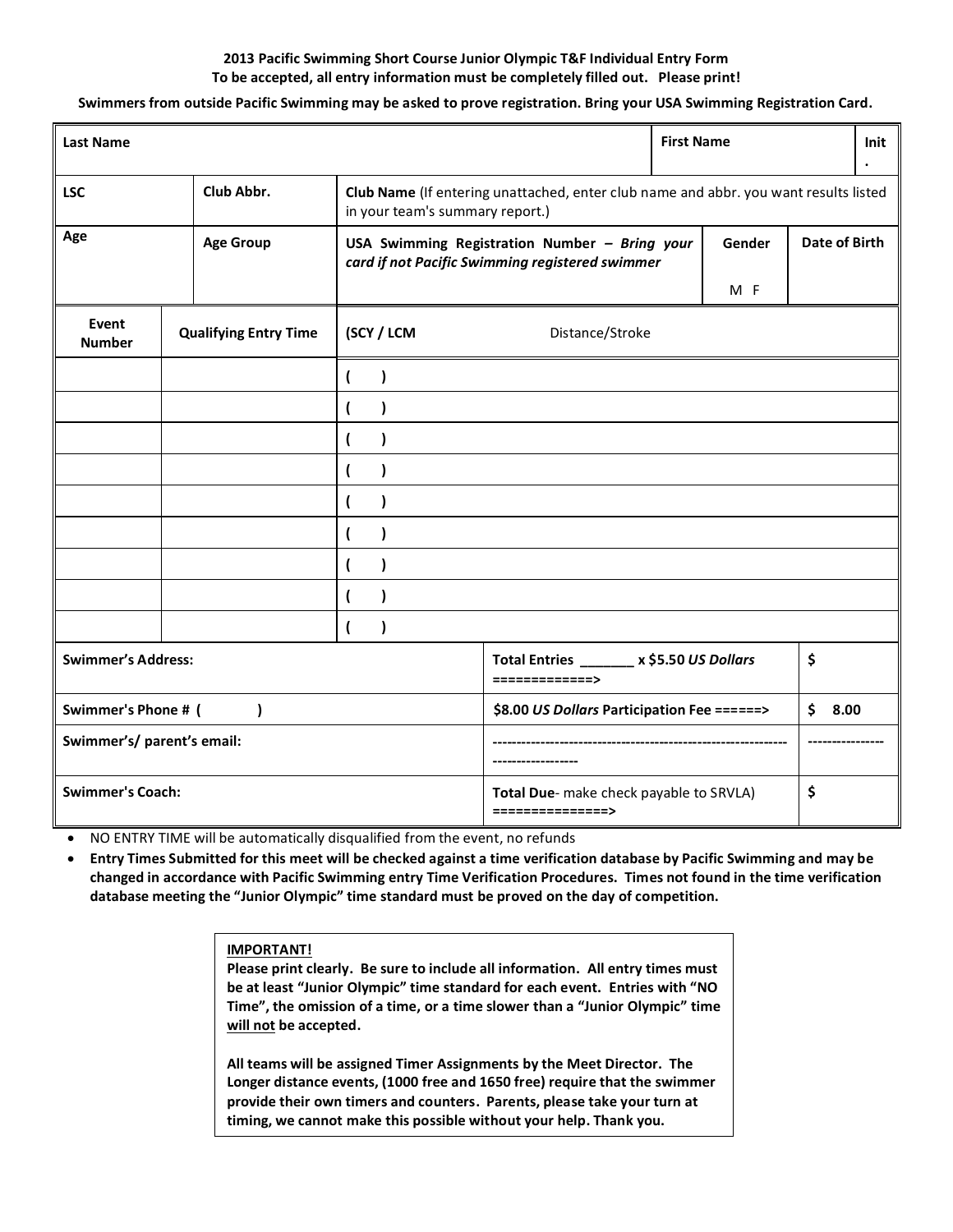**2013 Pacific Swimming Short Course Junior Olympic T&F Individual Entry Form**
**To be accepted, all entry information must be completely filled out. Please print!**

**Swimmers from outside Pacific Swimming may be asked to prove registration. Bring your USA Swimming Registration Card.**

| | | | | | |
|---|---|---|---|---|---|
| **Last Name** | | | **First Name** | | **Init.** |
| **LSC** | **Club Abbr.** | **Club Name** (If entering unattached, enter club name and abbr. you want results listed in your team's summary report.) | | | |
| **Age** | **Age Group** | **USA Swimming Registration Number –** ***Bring your card if not Pacific Swimming registered swimmer*** | | **Gender** M F | **Date of Birth** |

| **Event Number** | **Qualifying Entry Time** | **(SCY / LCM** | Distance/Stroke |
|---|---|---|---|
| | | ( ) | |
| | | ( ) | |
| | | ( ) | |
| | | ( ) | |
| | | ( ) | |
| | | ( ) | |
| | | ( ) | |
| | | ( ) | |
| | | ( ) | |

| | | |
|---|---|---|
| **Swimmer's Address:** | **Total Entries _______ x $5.50** ***US Dollars*** **=============>** | **$** |
| **Swimmer's Phone # (    )** | **$8.00** ***US Dollars*** **Participation Fee ======>** | **$ 8.00** |
| **Swimmer's/ parent's email:** | ------------------------------------------------------------------------------- | --------------- |
| **Swimmer's Coach:** | **Total Due**- make check payable to SRVLA) **===============>** | **$** |

- NO ENTRY TIME will be automatically disqualified from the event, no refunds
- **Entry Times Submitted for this meet will be checked against a time verification database by Pacific Swimming and may be changed in accordance with Pacific Swimming entry Time Verification Procedures. Times not found in the time verification database meeting the "Junior Olympic" time standard must be proved on the day of competition.**

**IMPORTANT!**
**Please print clearly. Be sure to include all information. All entry times must be at least "Junior Olympic" time standard for each event. Entries with "NO Time", the omission of a time, or a time slower than a "Junior Olympic" time will not be accepted.**

**All teams will be assigned Timer Assignments by the Meet Director. The Longer distance events, (1000 free and 1650 free) require that the swimmer provide their own timers and counters. Parents, please take your turn at timing, we cannot make this possible without your help. Thank you.**